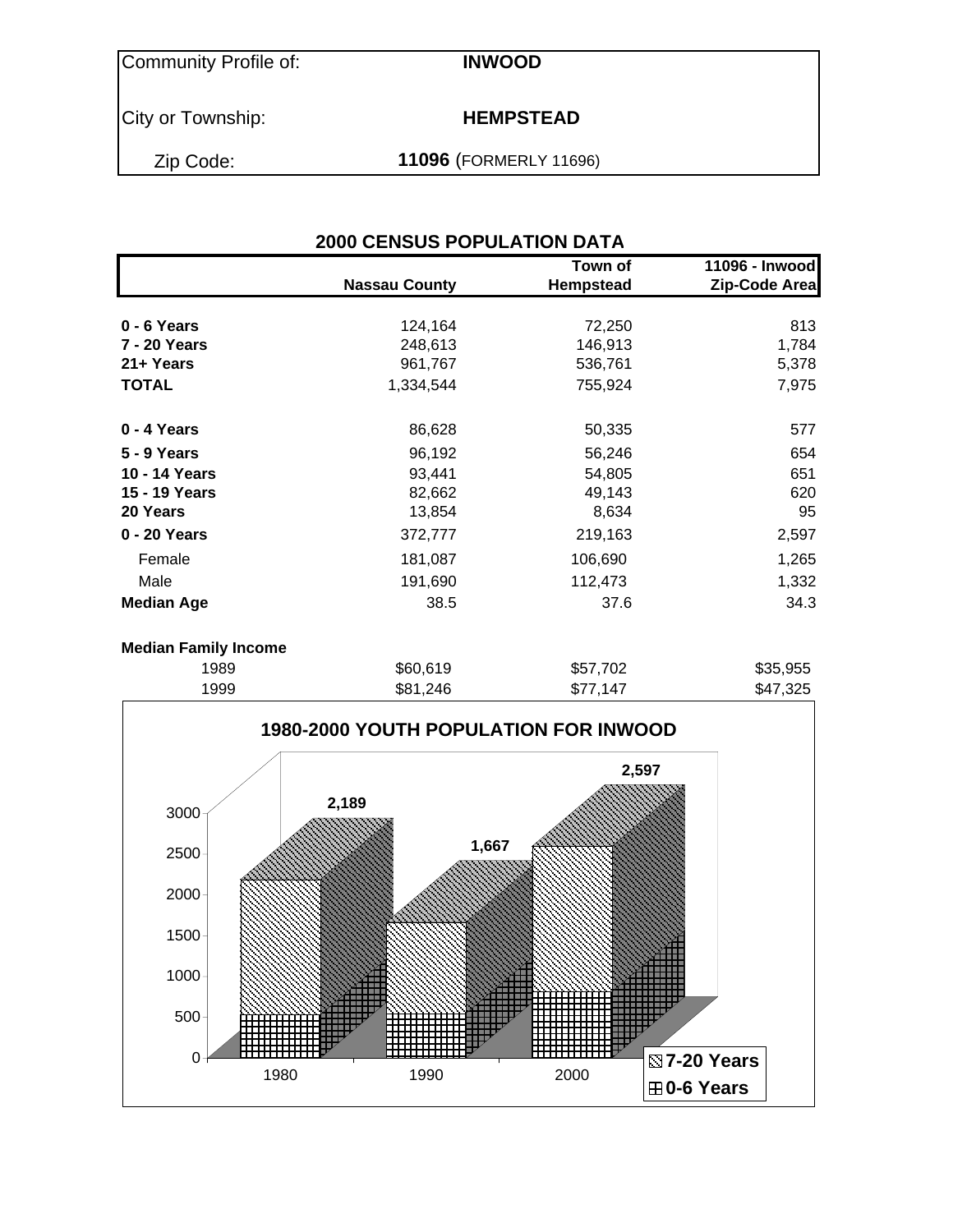| Community Profile of: | **INWOOD** |
| --- | --- |
| City or Township: | **HEMPSTEAD** |
| Zip Code: | **11096** (FORMERLY 11696) |

## 2000 CENSUS POPULATION DATA

| | **Nassau County** | **Town of Hempstead** | **11096 - Inwood Zip-Code Area** |
| --- | --- | --- | --- |
| **0 - 6 Years** | 124,164 | 72,250 | 813 |
| **7 - 20 Years** | 248,613 | 146,913 | 1,784 |
| **21+ Years** | 961,767 | 536,761 | 5,378 |
| **TOTAL** | 1,334,544 | 755,924 | 7,975 |
| | | | |
| **0 - 4 Years** | 86,628 | 50,335 | 577 |
| **5 - 9 Years** | 96,192 | 56,246 | 654 |
| **10 - 14 Years** | 93,441 | 54,805 | 651 |
| **15 - 19 Years** | 82,662 | 49,143 | 620 |
| **20 Years** | 13,854 | 8,634 | 95 |
| **0 - 20 Years** | 372,777 | 219,163 | 2,597 |
| Female | 181,087 | 106,690 | 1,265 |
| Male | 191,690 | 112,473 | 1,332 |
| **Median Age** | 38.5 | 37.6 | 34.3 |
| | | | |
| **Median Family Income** | | | |
| 1989 | $60,619 | $57,702 | $35,955 |
| 1999 | $81,246 | $77,147 | $47,325 |

**1980-2000 YOUTH POPULATION FOR INWOOD**

| Year | Total (0-20 Years) |
| --- | --- |
| 1980 | 2,189 |
| 1990 | 1,667 |
| 2000 | 2,597 |

Legend: 7-20 Years; 0-6 Years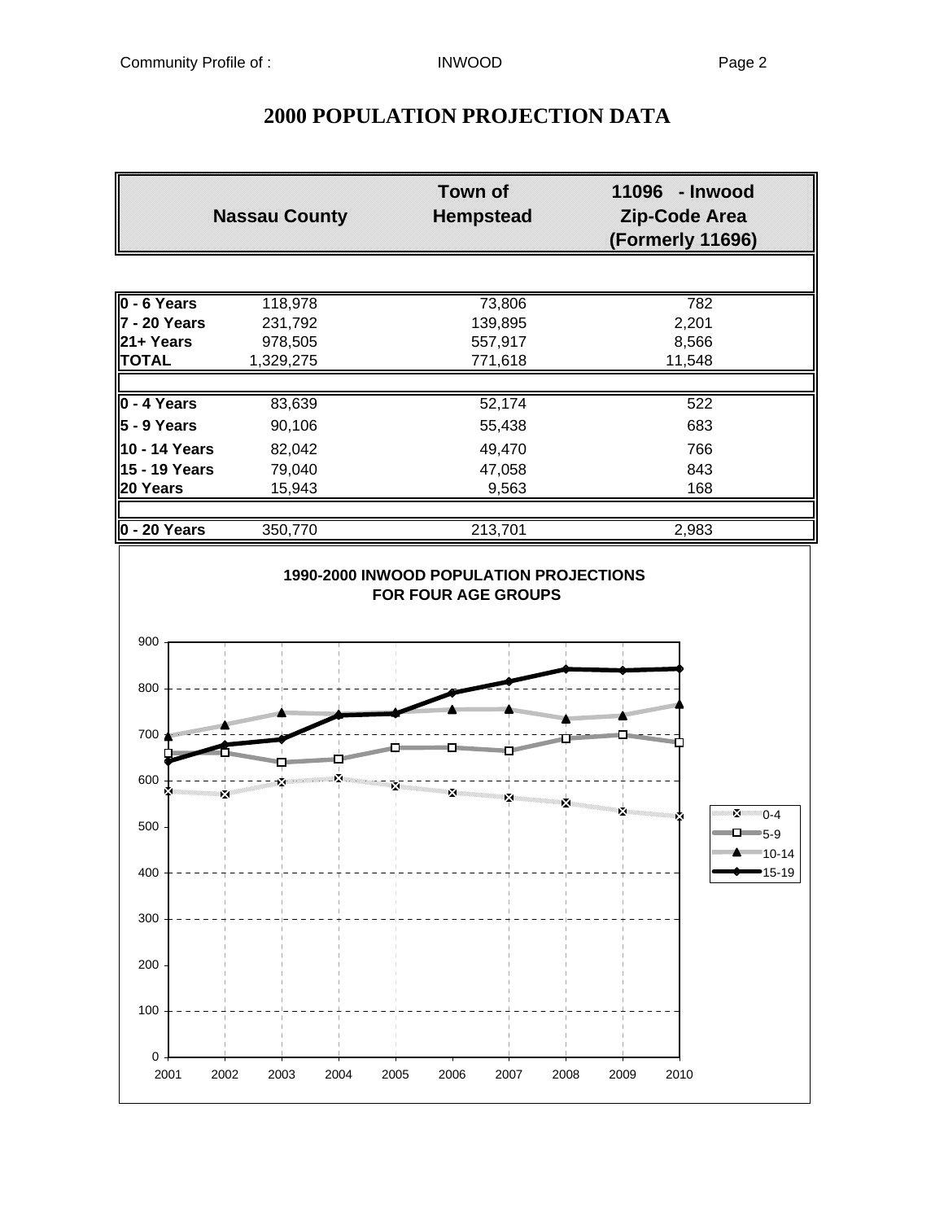# 2000 POPULATION PROJECTION DATA

| | Nassau County | Town of Hempstead | 11096 - Inwood Zip-Code Area (Formerly 11696) |
|---|---|---|---|
| **0 - 6 Years** | 118,978 | 73,806 | 782 |
| **7 - 20 Years** | 231,792 | 139,895 | 2,201 |
| **21+ Years** | 978,505 | 557,917 | 8,566 |
| **TOTAL** | 1,329,275 | 771,618 | 11,548 |
| | | | |
| **0 - 4 Years** | 83,639 | 52,174 | 522 |
| **5 - 9 Years** | 90,106 | 55,438 | 683 |
| **10 - 14 Years** | 82,042 | 49,470 | 766 |
| **15 - 19 Years** | 79,040 | 47,058 | 843 |
| **20 Years** | 15,943 | 9,563 | 168 |
| | | | |
| **0 - 20 Years** | 350,770 | 213,701 | 2,983 |

**1990-2000 INWOOD POPULATION PROJECTIONS FOR FOUR AGE GROUPS**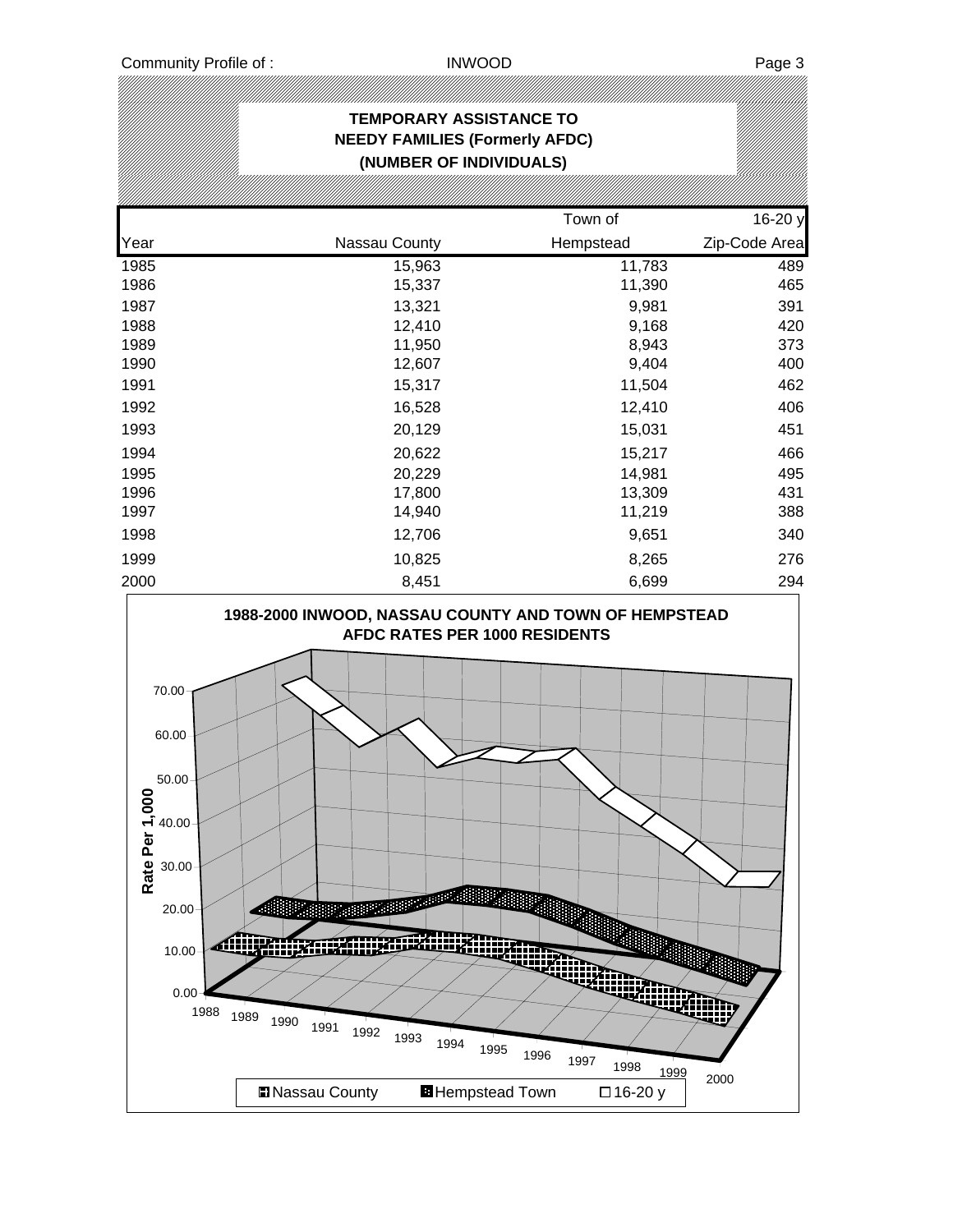## TEMPORARY ASSISTANCE TO NEEDY FAMILIES (Formerly AFDC) (NUMBER OF INDIVIDUALS)

| Year | Nassau County | Town of Hempstead | 16-20 y Zip-Code Area |
|---|---|---|---|
| 1985 | 15,963 | 11,783 | 489 |
| 1986 | 15,337 | 11,390 | 465 |
| 1987 | 13,321 | 9,981 | 391 |
| 1988 | 12,410 | 9,168 | 420 |
| 1989 | 11,950 | 8,943 | 373 |
| 1990 | 12,607 | 9,404 | 400 |
| 1991 | 15,317 | 11,504 | 462 |
| 1992 | 16,528 | 12,410 | 406 |
| 1993 | 20,129 | 15,031 | 451 |
| 1994 | 20,622 | 15,217 | 466 |
| 1995 | 20,229 | 14,981 | 495 |
| 1996 | 17,800 | 13,309 | 431 |
| 1997 | 14,940 | 11,219 | 388 |
| 1998 | 12,706 | 9,651 | 340 |
| 1999 | 10,825 | 8,265 | 276 |
| 2000 | 8,451 | 6,699 | 294 |

**1988-2000 INWOOD, NASSAU COUNTY AND TOWN OF HEMPSTEAD AFDC RATES PER 1000 RESIDENTS**

Rate Per 1,000: 0.00, 10.00, 20.00, 30.00, 40.00, 50.00, 60.00, 70.00

Years: 1988, 1989, 1990, 1991, 1992, 1993, 1994, 1995, 1996, 1997, 1998, 1999, 2000

Legend: Nassau County, Hempstead Town, 16-20 y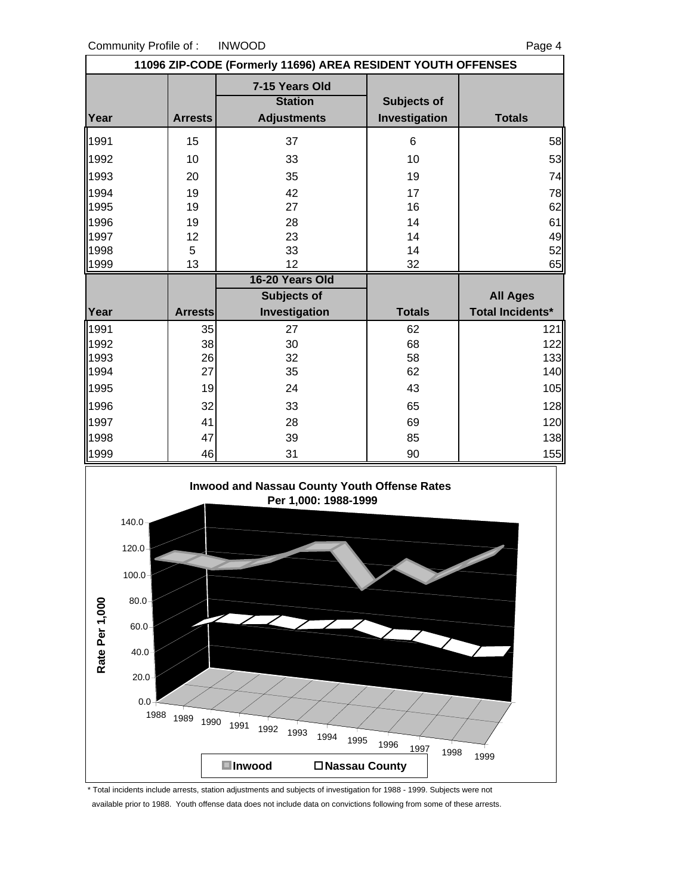Community Profile of : INWOOD

## 11096 ZIP-CODE (Formerly 11696) AREA RESIDENT YOUTH OFFENSES

| | 7-15 Years Old | | | |
|---|---|---|---|---|
| Year | Arrests | Station Adjustments | Subjects of Investigation | Totals |
| 1991 | 15 | 37 | 6 | 58 |
| 1992 | 10 | 33 | 10 | 53 |
| 1993 | 20 | 35 | 19 | 74 |
| 1994 | 19 | 42 | 17 | 78 |
| 1995 | 19 | 27 | 16 | 62 |
| 1996 | 19 | 28 | 14 | 61 |
| 1997 | 12 | 23 | 14 | 49 |
| 1998 | 5 | 33 | 14 | 52 |
| 1999 | 13 | 12 | 32 | 65 |

| | 16-20 Years Old | | | |
|---|---|---|---|---|
| Year | Arrests | Subjects of Investigation | Totals | All Ages Total Incidents* |
| 1991 | 35 | 27 | 62 | 121 |
| 1992 | 38 | 30 | 68 | 122 |
| 1993 | 26 | 32 | 58 | 133 |
| 1994 | 27 | 35 | 62 | 140 |
| 1995 | 19 | 24 | 43 | 105 |
| 1996 | 32 | 33 | 65 | 128 |
| 1997 | 41 | 28 | 69 | 120 |
| 1998 | 47 | 39 | 85 | 138 |
| 1999 | 46 | 31 | 90 | 155 |

**Inwood and Nassau County Youth Offense Rates Per 1,000: 1988-1999**

Rate Per 1,000

Inwood ■ Nassau County □

\* Total incidents include arrests, station adjustments and subjects of investigation for 1988 - 1999. Subjects were not available prior to 1988. Youth offense data does not include data on convictions following from some of these arrests.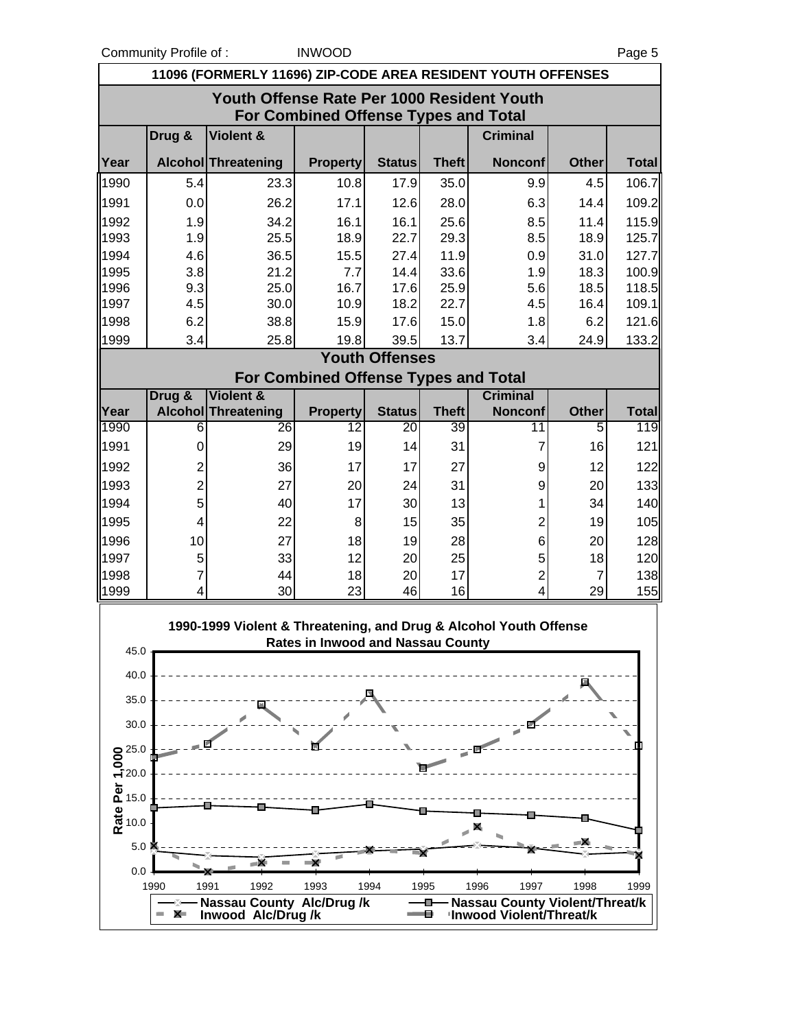## 11096 (FORMERLY 11696) ZIP-CODE AREA RESIDENT YOUTH OFFENSES

### Youth Offense Rate Per 1000 Resident Youth For Combined Offense Types and Total

| Year | Drug & Alcohol | Violent & Threatening | Property | Status | Theft | Criminal Nonconf | Other | Total |
|---|---|---|---|---|---|---|---|---|
| 1990 | 5.4 | 23.3 | 10.8 | 17.9 | 35.0 | 9.9 | 4.5 | 106.7 |
| 1991 | 0.0 | 26.2 | 17.1 | 12.6 | 28.0 | 6.3 | 14.4 | 109.2 |
| 1992 | 1.9 | 34.2 | 16.1 | 16.1 | 25.6 | 8.5 | 11.4 | 115.9 |
| 1993 | 1.9 | 25.5 | 18.9 | 22.7 | 29.3 | 8.5 | 18.9 | 125.7 |
| 1994 | 4.6 | 36.5 | 15.5 | 27.4 | 11.9 | 0.9 | 31.0 | 127.7 |
| 1995 | 3.8 | 21.2 | 7.7 | 14.4 | 33.6 | 1.9 | 18.3 | 100.9 |
| 1996 | 9.3 | 25.0 | 16.7 | 17.6 | 25.9 | 5.6 | 18.5 | 118.5 |
| 1997 | 4.5 | 30.0 | 10.9 | 18.2 | 22.7 | 4.5 | 16.4 | 109.1 |
| 1998 | 6.2 | 38.8 | 15.9 | 17.6 | 15.0 | 1.8 | 6.2 | 121.6 |
| 1999 | 3.4 | 25.8 | 19.8 | 39.5 | 13.7 | 3.4 | 24.9 | 133.2 |

### Youth Offenses For Combined Offense Types and Total

| Year | Drug & Alcohol | Violent & Threatening | Property | Status | Theft | Criminal Nonconf | Other | Total |
|---|---|---|---|---|---|---|---|---|
| 1990 | 6 | 26 | 12 | 20 | 39 | 11 | 5 | 119 |
| 1991 | 0 | 29 | 19 | 14 | 31 | 7 | 16 | 121 |
| 1992 | 2 | 36 | 17 | 17 | 27 | 9 | 12 | 122 |
| 1993 | 2 | 27 | 20 | 24 | 31 | 9 | 20 | 133 |
| 1994 | 5 | 40 | 17 | 30 | 13 | 1 | 34 | 140 |
| 1995 | 4 | 22 | 8 | 15 | 35 | 2 | 19 | 105 |
| 1996 | 10 | 27 | 18 | 19 | 28 | 6 | 20 | 128 |
| 1997 | 5 | 33 | 12 | 20 | 25 | 5 | 18 | 120 |
| 1998 | 7 | 44 | 18 | 20 | 17 | 2 | 7 | 138 |
| 1999 | 4 | 30 | 23 | 46 | 16 | 4 | 29 | 155 |

**1990-1999 Violent & Threatening, and Drug & Alcohol Youth Offense Rates in Inwood and Nassau County**

Rate Per 1,000

Legend: Nassau County Alc/Drug /k; Inwood Alc/Drug /k; Nassau County Violent/Threat/k; Inwood Violent/Threat/k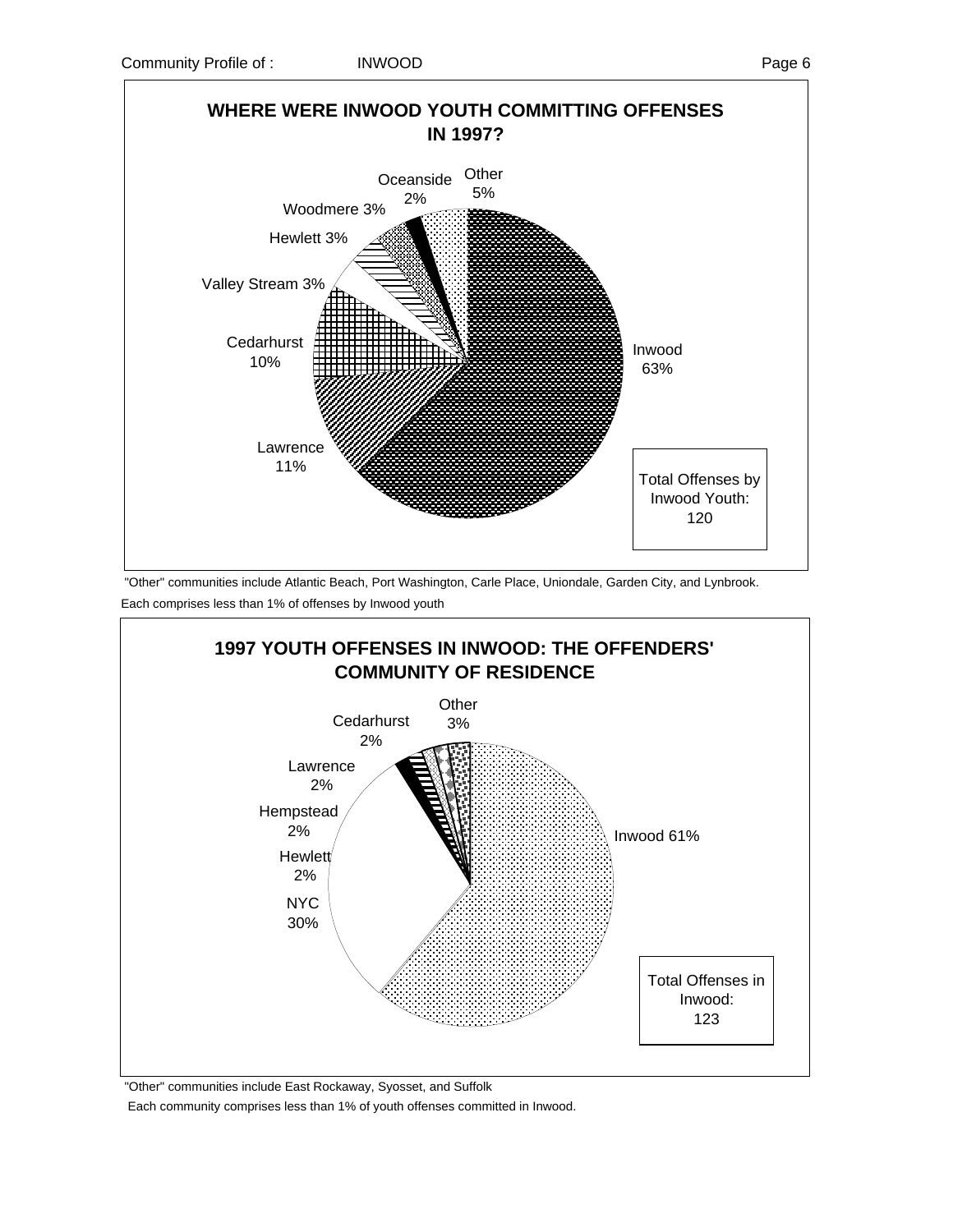## WHERE WERE INWOOD YOUTH COMMITTING OFFENSES IN 1997?

| Community | Percent |
|---|---|
| Inwood | 63% |
| Lawrence | 11% |
| Cedarhurst | 10% |
| Valley Stream | 3% |
| Hewlett | 3% |
| Woodmere | 3% |
| Oceanside | 2% |
| Other | 5% |

Total Offenses by Inwood Youth: 120

"Other" communities include Atlantic Beach, Port Washington, Carle Place, Uniondale, Garden City, and Lynbrook.
Each comprises less than 1% of offenses by Inwood youth

## 1997 YOUTH OFFENSES IN INWOOD: THE OFFENDERS' COMMUNITY OF RESIDENCE

| Community | Percent |
|---|---|
| Inwood | 61% |
| NYC | 30% |
| Hewlett | 2% |
| Hempstead | 2% |
| Lawrence | 2% |
| Cedarhurst | 2% |
| Other | 3% |

Total Offenses in Inwood: 123

"Other" communities include East Rockaway, Syosset, and Suffolk
Each community comprises less than 1% of youth offenses committed in Inwood.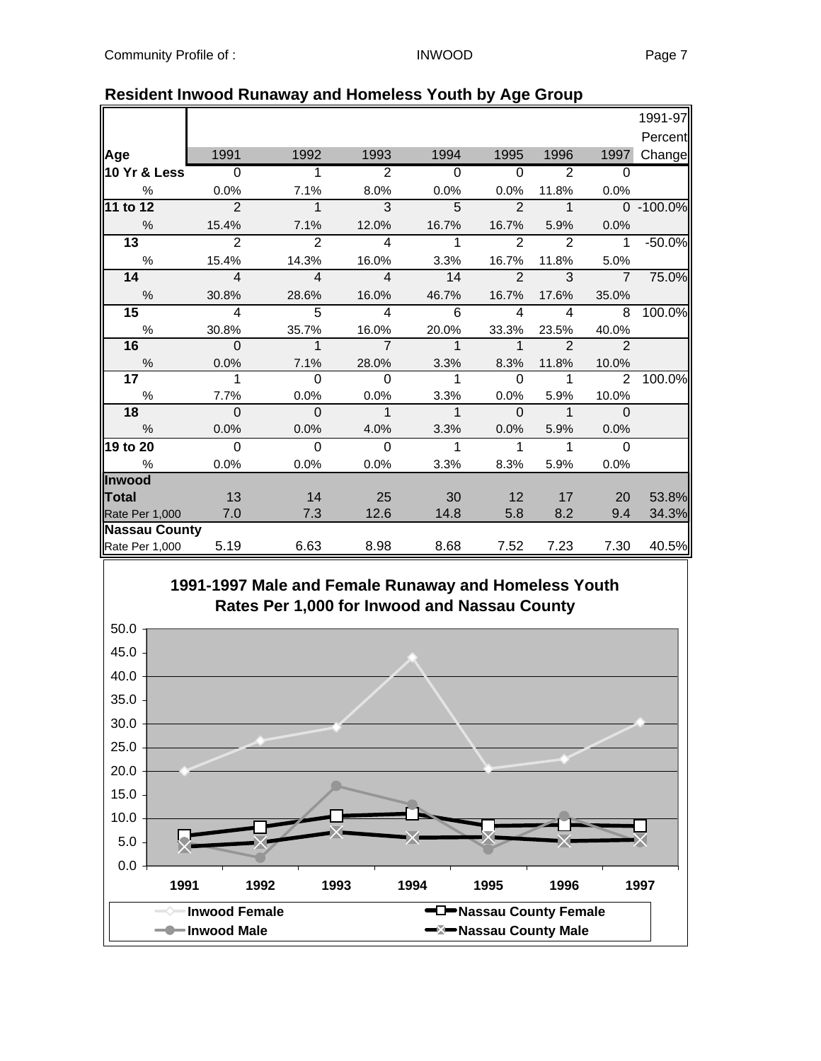## Resident Inwood Runaway and Homeless Youth by Age Group

| Age | 1991 | 1992 | 1993 | 1994 | 1995 | 1996 | 1997 | 1991-97 Percent Change |
|---|---|---|---|---|---|---|---|---|
| **10 Yr & Less** | 0 | 1 | 2 | 0 | 0 | 2 | 0 | |
| % | 0.0% | 7.1% | 8.0% | 0.0% | 0.0% | 11.8% | 0.0% | |
| **11 to 12** | 2 | 1 | 3 | 5 | 2 | 1 | 0 | -100.0% |
| % | 15.4% | 7.1% | 12.0% | 16.7% | 16.7% | 5.9% | 0.0% | |
| **13** | 2 | 2 | 4 | 1 | 2 | 2 | 1 | -50.0% |
| % | 15.4% | 14.3% | 16.0% | 3.3% | 16.7% | 11.8% | 5.0% | |
| **14** | 4 | 4 | 4 | 14 | 2 | 3 | 7 | 75.0% |
| % | 30.8% | 28.6% | 16.0% | 46.7% | 16.7% | 17.6% | 35.0% | |
| **15** | 4 | 5 | 4 | 6 | 4 | 4 | 8 | 100.0% |
| % | 30.8% | 35.7% | 16.0% | 20.0% | 33.3% | 23.5% | 40.0% | |
| **16** | 0 | 1 | 7 | 1 | 1 | 2 | 2 | |
| % | 0.0% | 7.1% | 28.0% | 3.3% | 8.3% | 11.8% | 10.0% | |
| **17** | 1 | 0 | 0 | 1 | 0 | 1 | 2 | 100.0% |
| % | 7.7% | 0.0% | 0.0% | 3.3% | 0.0% | 5.9% | 10.0% | |
| **18** | 0 | 0 | 1 | 1 | 0 | 1 | 0 | |
| % | 0.0% | 0.0% | 4.0% | 3.3% | 0.0% | 5.9% | 0.0% | |
| **19 to 20** | 0 | 0 | 0 | 1 | 1 | 1 | 0 | |
| % | 0.0% | 0.0% | 0.0% | 3.3% | 8.3% | 5.9% | 0.0% | |
| **Inwood** | | | | | | | | |
| **Total** | 13 | 14 | 25 | 30 | 12 | 17 | 20 | 53.8% |
| Rate Per 1,000 | 7.0 | 7.3 | 12.6 | 14.8 | 5.8 | 8.2 | 9.4 | 34.3% |
| **Nassau County** | | | | | | | | |
| Rate Per 1,000 | 5.19 | 6.63 | 8.98 | 8.68 | 7.52 | 7.23 | 7.30 | 40.5% |

**1991-1997 Male and Female Runaway and Homeless Youth Rates Per 1,000 for Inwood and Nassau County**

Legend: Inwood Female, Inwood Male, Nassau County Female, Nassau County Male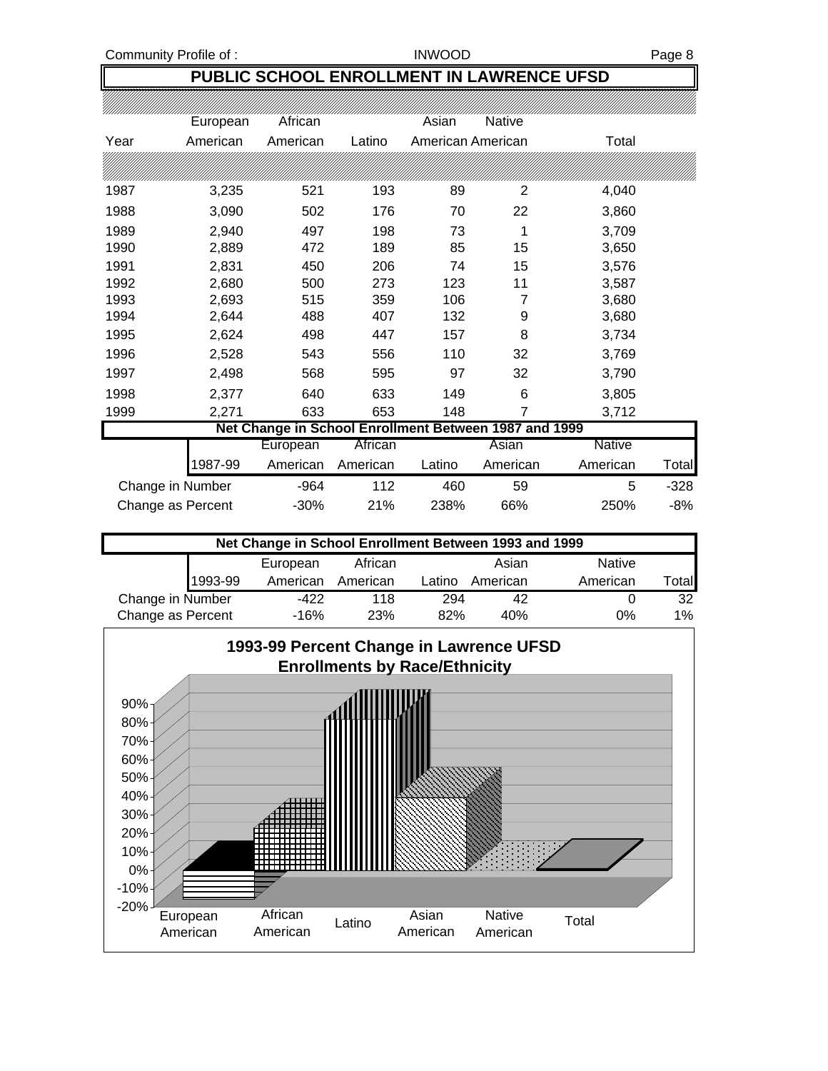# PUBLIC SCHOOL ENROLLMENT IN LAWRENCE UFSD

| Year | European American | African American | Latino | Asian American | Native American | Total |
|---|---|---|---|---|---|---|
| 1987 | 3,235 | 521 | 193 | 89 | 2 | 4,040 |
| 1988 | 3,090 | 502 | 176 | 70 | 22 | 3,860 |
| 1989 | 2,940 | 497 | 198 | 73 | 1 | 3,709 |
| 1990 | 2,889 | 472 | 189 | 85 | 15 | 3,650 |
| 1991 | 2,831 | 450 | 206 | 74 | 15 | 3,576 |
| 1992 | 2,680 | 500 | 273 | 123 | 11 | 3,587 |
| 1993 | 2,693 | 515 | 359 | 106 | 7 | 3,680 |
| 1994 | 2,644 | 488 | 407 | 132 | 9 | 3,680 |
| 1995 | 2,624 | 498 | 447 | 157 | 8 | 3,734 |
| 1996 | 2,528 | 543 | 556 | 110 | 32 | 3,769 |
| 1997 | 2,498 | 568 | 595 | 97 | 32 | 3,790 |
| 1998 | 2,377 | 640 | 633 | 149 | 6 | 3,805 |
| 1999 | 2,271 | 633 | 653 | 148 | 7 | 3,712 |

## Net Change in School Enrollment Between 1987 and 1999

| 1987-99 | European American | African American | Latino | Asian American | Native American | Total |
|---|---|---|---|---|---|---|
| Change in Number | -964 | 112 | 460 | 59 | 5 | -328 |
| Change as Percent | -30% | 21% | 238% | 66% | 250% | -8% |

## Net Change in School Enrollment Between 1993 and 1999

| 1993-99 | European American | African American | Latino | Asian American | Native American | Total |
|---|---|---|---|---|---|---|
| Change in Number | -422 | 118 | 294 | 42 | 0 | 32 |
| Change as Percent | -16% | 23% | 82% | 40% | 0% | 1% |

**1993-99 Percent Change in Lawrence UFSD Enrollments by Race/Ethnicity**

| European American | African American | Latino | Asian American | Native American | Total |
|---|---|---|---|---|---|
| -16% | 23% | 82% | 40% | 0% | 1% |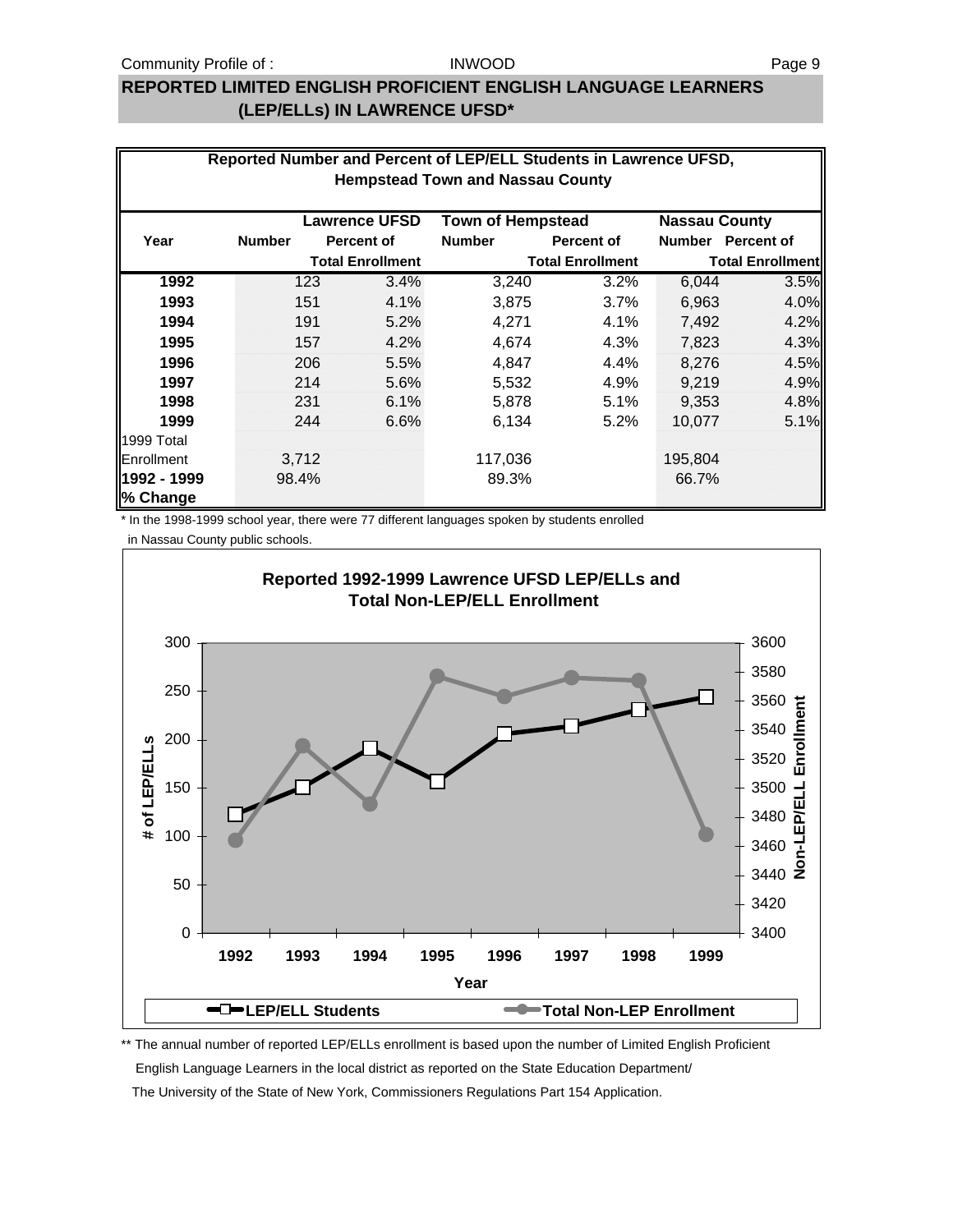## REPORTED LIMITED ENGLISH PROFICIENT ENGLISH LANGUAGE LEARNERS (LEP/ELLs) IN LAWRENCE UFSD*

**Reported Number and Percent of LEP/ELL Students in Lawrence UFSD, Hempstead Town and Nassau County**

| Year | Lawrence UFSD | | Town of Hempstead | | Nassau County | |
|---|---|---|---|---|---|---|
| | Number | Percent of Total Enrollment | Number | Percent of Total Enrollment | Number | Percent of Total Enrollment |
| **1992** | 123 | 3.4% | 3,240 | 3.2% | 6,044 | 3.5% |
| **1993** | 151 | 4.1% | 3,875 | 3.7% | 6,963 | 4.0% |
| **1994** | 191 | 5.2% | 4,271 | 4.1% | 7,492 | 4.2% |
| **1995** | 157 | 4.2% | 4,674 | 4.3% | 7,823 | 4.3% |
| **1996** | 206 | 5.5% | 4,847 | 4.4% | 8,276 | 4.5% |
| **1997** | 214 | 5.6% | 5,532 | 4.9% | 9,219 | 4.9% |
| **1998** | 231 | 6.1% | 5,878 | 5.1% | 9,353 | 4.8% |
| **1999** | 244 | 6.6% | 6,134 | 5.2% | 10,077 | 5.1% |
| 1999 Total Enrollment | 3,712 | | 117,036 | | 195,804 | |
| **1992 - 1999 % Change** | 98.4% | | 89.3% | | 66.7% | |

\* In the 1998-1999 school year, there were 77 different languages spoken by students enrolled in Nassau County public schools.

**Reported 1992-1999 Lawrence UFSD LEP/ELLs and Total Non-LEP/ELL Enrollment**

\*\* The annual number of reported LEP/ELLs enrollment is based upon the number of Limited English Proficient English Language Learners in the local district as reported on the State Education Department/ The University of the State of New York, Commissioners Regulations Part 154 Application.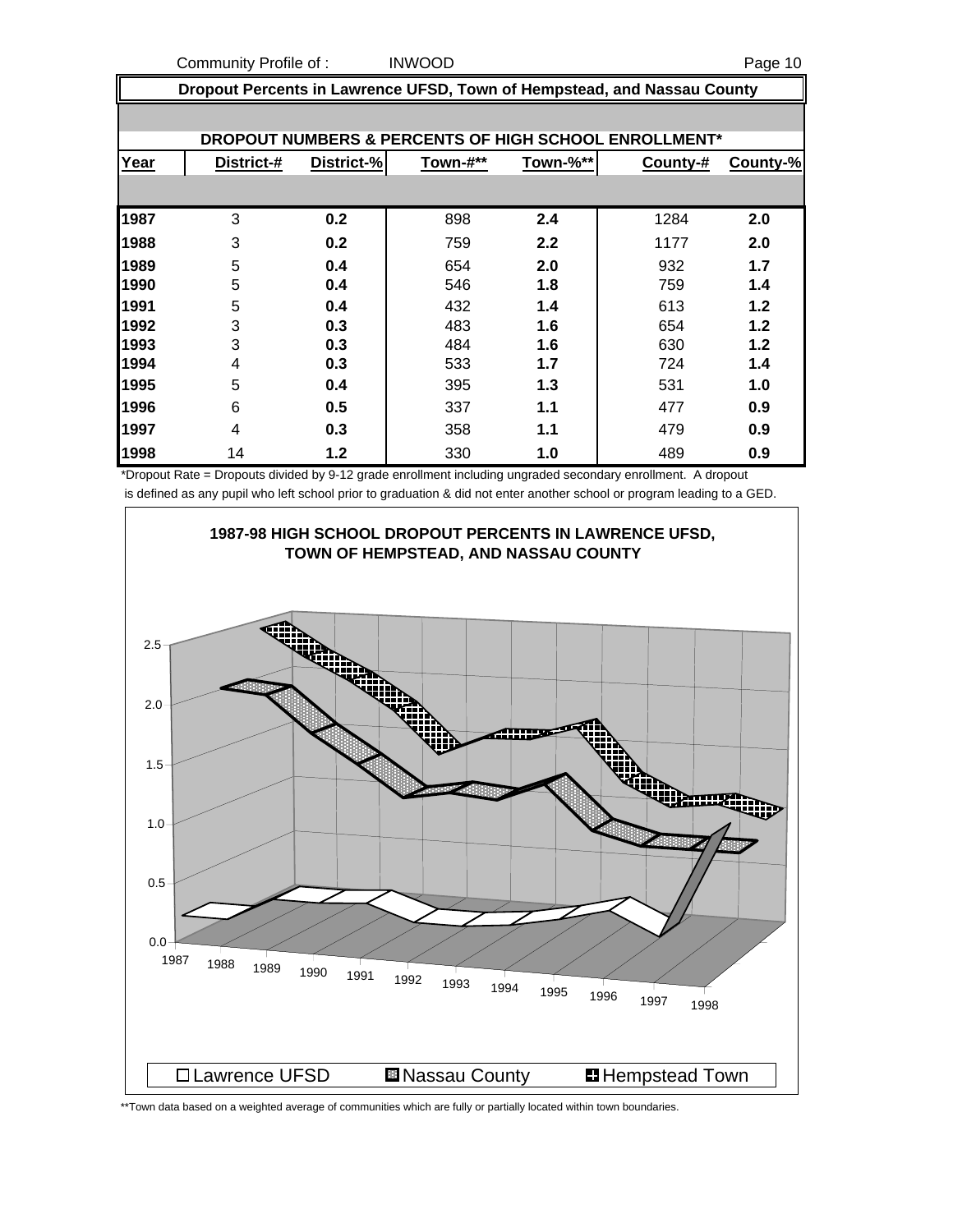## Dropout Percents in Lawrence UFSD, Town of Hempstead, and Nassau County

### DROPOUT NUMBERS & PERCENTS OF HIGH SCHOOL ENROLLMENT*

| Year | District-# | District-% | Town-#** | Town-%** | County-# | County-% |
|---|---|---|---|---|---|---|
| 1987 | 3 | 0.2 | 898 | 2.4 | 1284 | 2.0 |
| 1988 | 3 | 0.2 | 759 | 2.2 | 1177 | 2.0 |
| 1989 | 5 | 0.4 | 654 | 2.0 | 932 | 1.7 |
| 1990 | 5 | 0.4 | 546 | 1.8 | 759 | 1.4 |
| 1991 | 5 | 0.4 | 432 | 1.4 | 613 | 1.2 |
| 1992 | 3 | 0.3 | 483 | 1.6 | 654 | 1.2 |
| 1993 | 3 | 0.3 | 484 | 1.6 | 630 | 1.2 |
| 1994 | 4 | 0.3 | 533 | 1.7 | 724 | 1.4 |
| 1995 | 5 | 0.4 | 395 | 1.3 | 531 | 1.0 |
| 1996 | 6 | 0.5 | 337 | 1.1 | 477 | 0.9 |
| 1997 | 4 | 0.3 | 358 | 1.1 | 479 | 0.9 |
| 1998 | 14 | 1.2 | 330 | 1.0 | 489 | 0.9 |

*Dropout Rate = Dropouts divided by 9-12 grade enrollment including ungraded secondary enrollment. A dropout is defined as any pupil who left school prior to graduation & did not enter another school or program leading to a GED.

**1987-98 HIGH SCHOOL DROPOUT PERCENTS IN LAWRENCE UFSD, TOWN OF HEMPSTEAD, AND NASSAU COUNTY**

Legend: Lawrence UFSD, Nassau County, Hempstead Town

**Town data based on a weighted average of communities which are fully or partially located within town boundaries.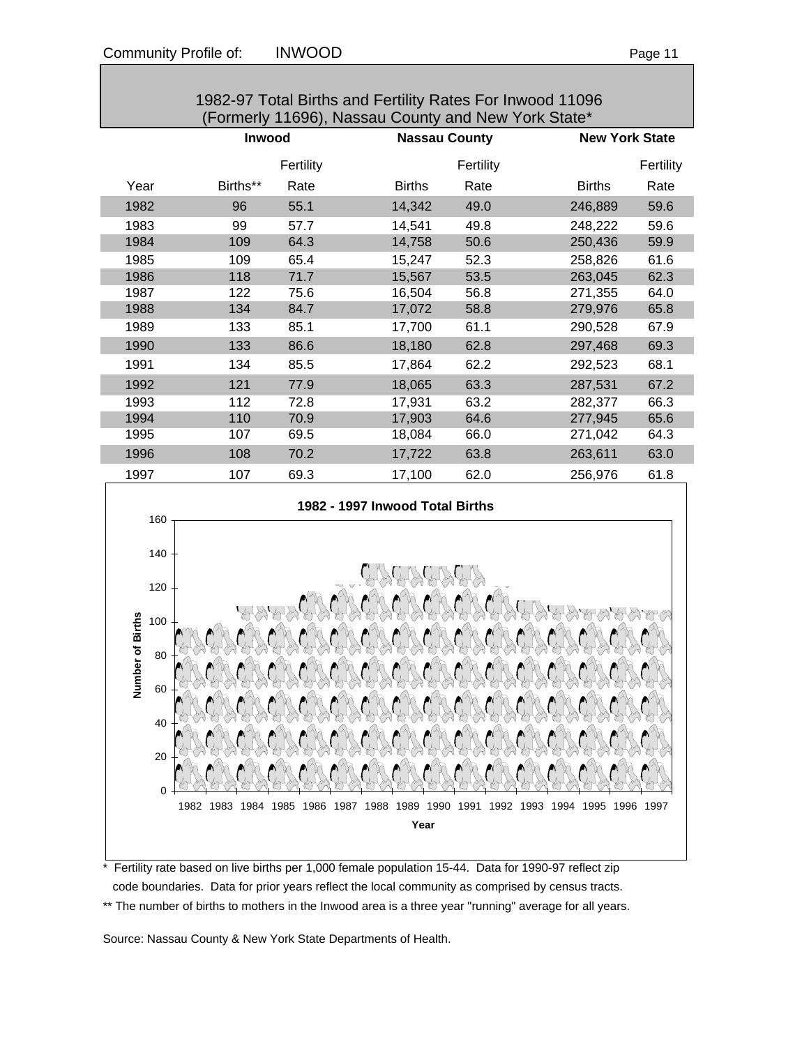## 1982-97 Total Births and Fertility Rates For Inwood 11096 (Formerly 11696), Nassau County and New York State*

| | Inwood | | Nassau County | | New York State | |
|---|---|---|---|---|---|---|
| Year | Births** | Fertility Rate | Births | Fertility Rate | Births | Fertility Rate |
| 1982 | 96 | 55.1 | 14,342 | 49.0 | 246,889 | 59.6 |
| 1983 | 99 | 57.7 | 14,541 | 49.8 | 248,222 | 59.6 |
| 1984 | 109 | 64.3 | 14,758 | 50.6 | 250,436 | 59.9 |
| 1985 | 109 | 65.4 | 15,247 | 52.3 | 258,826 | 61.6 |
| 1986 | 118 | 71.7 | 15,567 | 53.5 | 263,045 | 62.3 |
| 1987 | 122 | 75.6 | 16,504 | 56.8 | 271,355 | 64.0 |
| 1988 | 134 | 84.7 | 17,072 | 58.8 | 279,976 | 65.8 |
| 1989 | 133 | 85.1 | 17,700 | 61.1 | 290,528 | 67.9 |
| 1990 | 133 | 86.6 | 18,180 | 62.8 | 297,468 | 69.3 |
| 1991 | 134 | 85.5 | 17,864 | 62.2 | 292,523 | 68.1 |
| 1992 | 121 | 77.9 | 18,065 | 63.3 | 287,531 | 67.2 |
| 1993 | 112 | 72.8 | 17,931 | 63.2 | 282,377 | 66.3 |
| 1994 | 110 | 70.9 | 17,903 | 64.6 | 277,945 | 65.6 |
| 1995 | 107 | 69.5 | 18,084 | 66.0 | 271,042 | 64.3 |
| 1996 | 108 | 70.2 | 17,722 | 63.8 | 263,611 | 63.0 |
| 1997 | 107 | 69.3 | 17,100 | 62.0 | 256,976 | 61.8 |

**1982 - 1997 Inwood Total Births**

* Fertility rate based on live births per 1,000 female population 15-44. Data for 1990-97 reflect zip code boundaries. Data for prior years reflect the local community as comprised by census tracts.

** The number of births to mothers in the Inwood area is a three year "running" average for all years.

Source: Nassau County & New York State Departments of Health.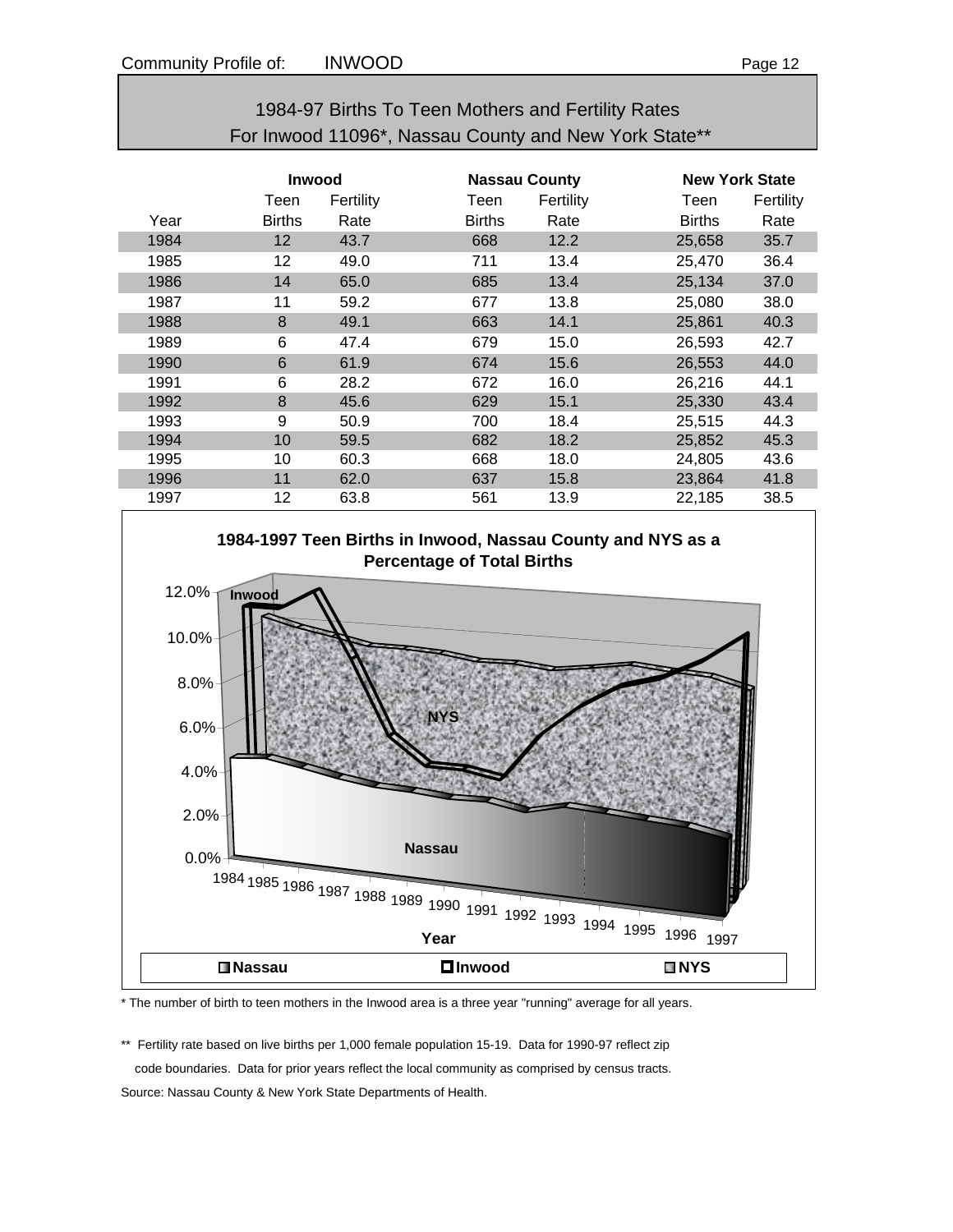## 1984-97 Births To Teen Mothers and Fertility Rates
## For Inwood 11096*, Nassau County and New York State**

| | Inwood | | Nassau County | | New York State | |
|---|---|---|---|---|---|---|
| Year | Teen Births | Fertility Rate | Teen Births | Fertility Rate | Teen Births | Fertility Rate |
| 1984 | 12 | 43.7 | 668 | 12.2 | 25,658 | 35.7 |
| 1985 | 12 | 49.0 | 711 | 13.4 | 25,470 | 36.4 |
| 1986 | 14 | 65.0 | 685 | 13.4 | 25,134 | 37.0 |
| 1987 | 11 | 59.2 | 677 | 13.8 | 25,080 | 38.0 |
| 1988 | 8 | 49.1 | 663 | 14.1 | 25,861 | 40.3 |
| 1989 | 6 | 47.4 | 679 | 15.0 | 26,593 | 42.7 |
| 1990 | 6 | 61.9 | 674 | 15.6 | 26,553 | 44.0 |
| 1991 | 6 | 28.2 | 672 | 16.0 | 26,216 | 44.1 |
| 1992 | 8 | 45.6 | 629 | 15.1 | 25,330 | 43.4 |
| 1993 | 9 | 50.9 | 700 | 18.4 | 25,515 | 44.3 |
| 1994 | 10 | 59.5 | 682 | 18.2 | 25,852 | 45.3 |
| 1995 | 10 | 60.3 | 668 | 18.0 | 24,805 | 43.6 |
| 1996 | 11 | 62.0 | 637 | 15.8 | 23,864 | 41.8 |
| 1997 | 12 | 63.8 | 561 | 13.9 | 22,185 | 38.5 |

**1984-1997 Teen Births in Inwood, Nassau County and NYS as a Percentage of Total Births**

\* The number of birth to teen mothers in the Inwood area is a three year "running" average for all years.

\*\* Fertility rate based on live births per 1,000 female population 15-19. Data for 1990-97 reflect zip code boundaries. Data for prior years reflect the local community as comprised by census tracts.

Source: Nassau County & New York State Departments of Health.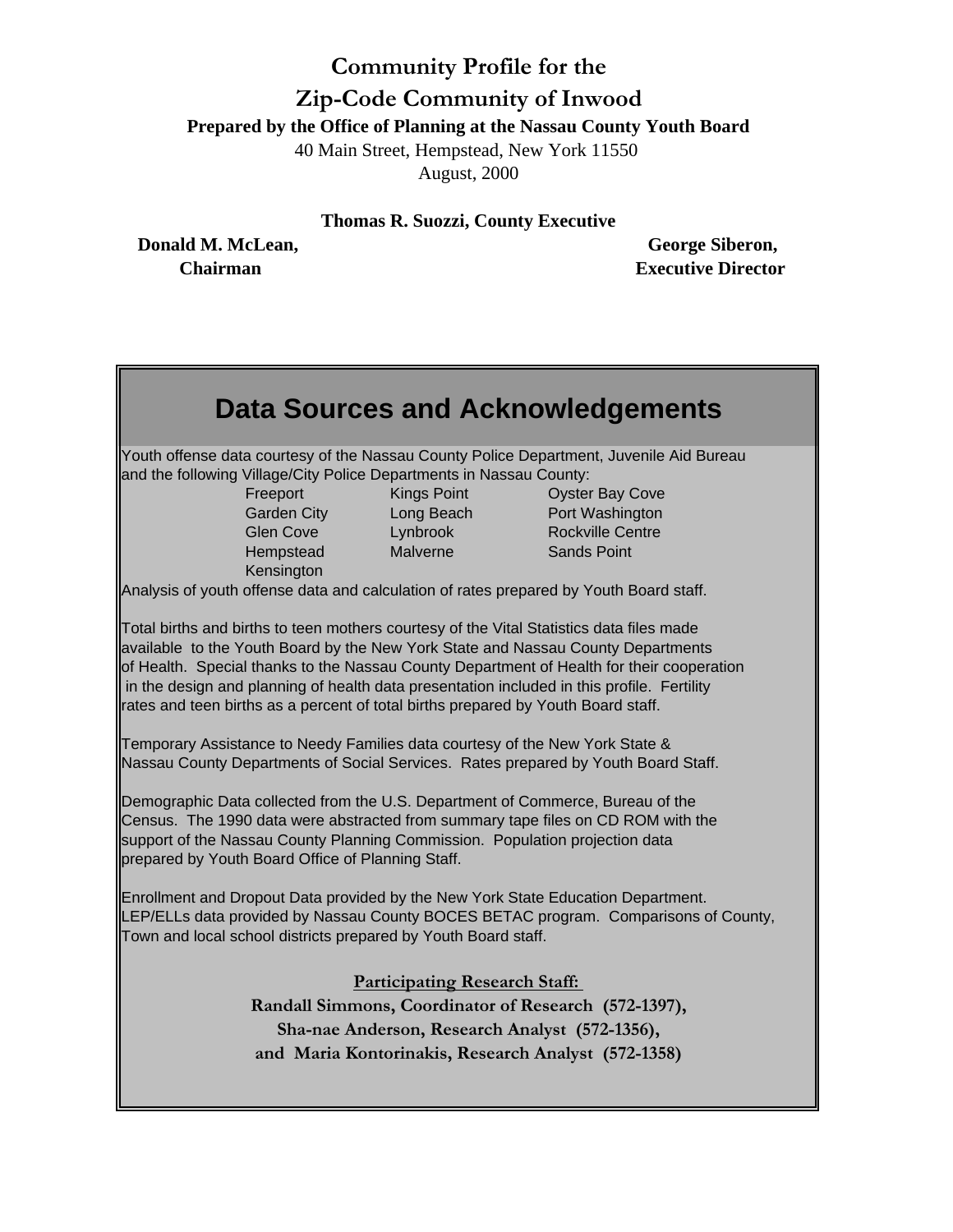# Community Profile for the Zip-Code Community of Inwood

**Prepared by the Office of Planning at the Nassau County Youth Board**

40 Main Street, Hempstead, New York 11550

August, 2000

**Thomas R. Suozzi, County Executive**

**Donald M. McLean, Chairman**

**George Siberon, Executive Director**

## Data Sources and Acknowledgements

Youth offense data courtesy of the Nassau County Police Department, Juvenile Aid Bureau and the following Village/City Police Departments in Nassau County:

| | | |
|---|---|---|
| Freeport | Kings Point | Oyster Bay Cove |
| Garden City | Long Beach | Port Washington |
| Glen Cove | Lynbrook | Rockville Centre |
| Hempstead | Malverne | Sands Point |
| Kensington | | |

Analysis of youth offense data and calculation of rates prepared by Youth Board staff.

Total births and births to teen mothers courtesy of the Vital Statistics data files made available to the Youth Board by the New York State and Nassau County Departments of Health. Special thanks to the Nassau County Department of Health for their cooperation in the design and planning of health data presentation included in this profile. Fertility rates and teen births as a percent of total births prepared by Youth Board staff.

Temporary Assistance to Needy Families data courtesy of the New York State & Nassau County Departments of Social Services. Rates prepared by Youth Board Staff.

Demographic Data collected from the U.S. Department of Commerce, Bureau of the Census. The 1990 data were abstracted from summary tape files on CD ROM with the support of the Nassau County Planning Commission. Population projection data prepared by Youth Board Office of Planning Staff.

Enrollment and Dropout Data provided by the New York State Education Department. LEP/ELLs data provided by Nassau County BOCES BETAC program. Comparisons of County, Town and local school districts prepared by Youth Board staff.

**Participating Research Staff:**

**Randall Simmons, Coordinator of Research (572-1397),**

**Sha-nae Anderson, Research Analyst (572-1356),**

**and Maria Kontorinakis, Research Analyst (572-1358)**